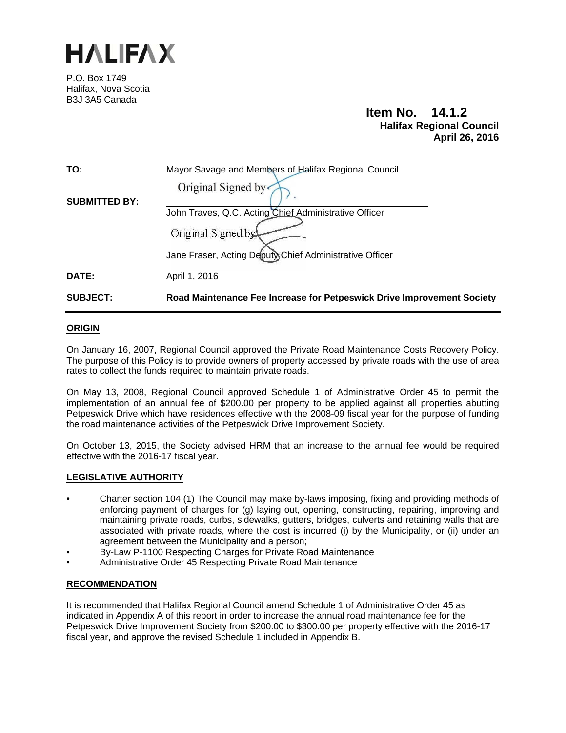# HALIFAX

P.O. Box 1749
Halifax, Nova Scotia
B3J 3A5 Canada

**Item No. 14.1.2**
**Halifax Regional Council**
**April 26, 2016**

| | |
|---|---|
| **TO:** | Mayor Savage and Members of Halifax Regional Council |
| **SUBMITTED BY:** | Original Signed by<br>John Traves, Q.C. Acting Chief Administrative Officer<br>Original Signed by<br>Jane Fraser, Acting Deputy Chief Administrative Officer |
| **DATE:** | April 1, 2016 |
| **SUBJECT:** | **Road Maintenance Fee Increase for Petpeswick Drive Improvement Society** |

## ORIGIN

On January 16, 2007, Regional Council approved the Private Road Maintenance Costs Recovery Policy. The purpose of this Policy is to provide owners of property accessed by private roads with the use of area rates to collect the funds required to maintain private roads.

On May 13, 2008, Regional Council approved Schedule 1 of Administrative Order 45 to permit the implementation of an annual fee of $200.00 per property to be applied against all properties abutting Petpeswick Drive which have residences effective with the 2008-09 fiscal year for the purpose of funding the road maintenance activities of the Petpeswick Drive Improvement Society.

On October 13, 2015, the Society advised HRM that an increase to the annual fee would be required effective with the 2016-17 fiscal year.

## LEGISLATIVE AUTHORITY

- Charter section 104 (1) The Council may make by-laws imposing, fixing and providing methods of enforcing payment of charges for (g) laying out, opening, constructing, repairing, improving and maintaining private roads, curbs, sidewalks, gutters, bridges, culverts and retaining walls that are associated with private roads, where the cost is incurred (i) by the Municipality, or (ii) under an agreement between the Municipality and a person;
- By-Law P-1100 Respecting Charges for Private Road Maintenance
- Administrative Order 45 Respecting Private Road Maintenance

## RECOMMENDATION

It is recommended that Halifax Regional Council amend Schedule 1 of Administrative Order 45 as indicated in Appendix A of this report in order to increase the annual road maintenance fee for the Petpeswick Drive Improvement Society from $200.00 to $300.00 per property effective with the 2016-17 fiscal year, and approve the revised Schedule 1 included in Appendix B.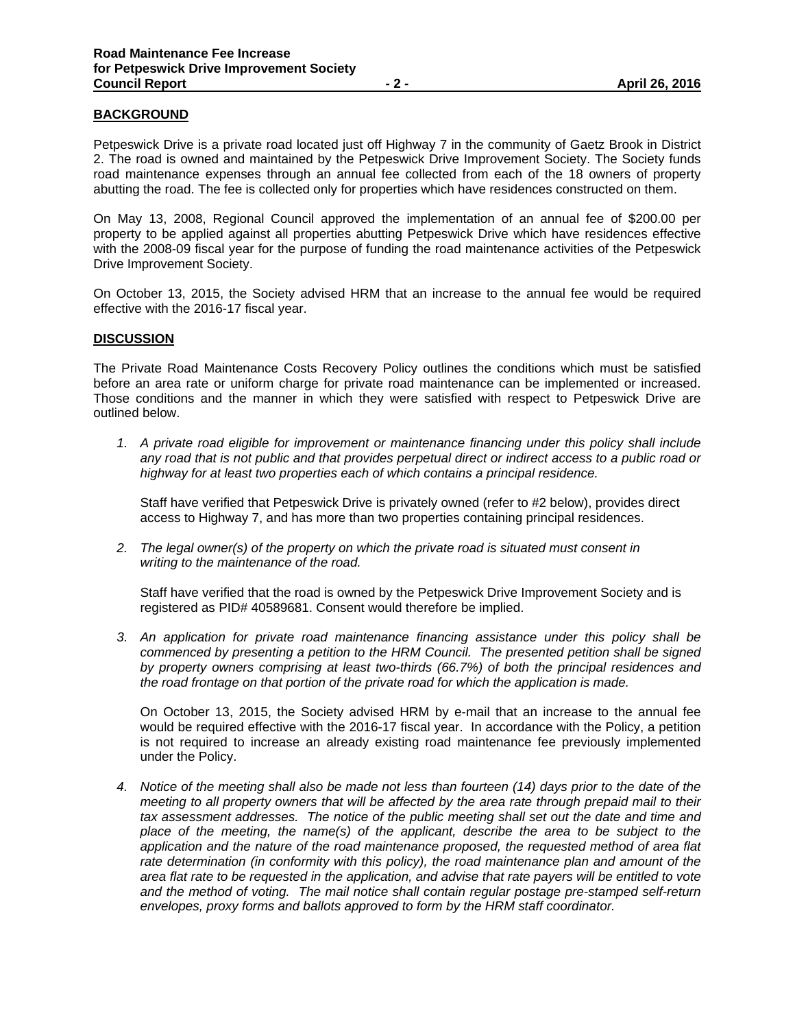## BACKGROUND

Petpeswick Drive is a private road located just off Highway 7 in the community of Gaetz Brook in District 2. The road is owned and maintained by the Petpeswick Drive Improvement Society. The Society funds road maintenance expenses through an annual fee collected from each of the 18 owners of property abutting the road. The fee is collected only for properties which have residences constructed on them.

On May 13, 2008, Regional Council approved the implementation of an annual fee of $200.00 per property to be applied against all properties abutting Petpeswick Drive which have residences effective with the 2008-09 fiscal year for the purpose of funding the road maintenance activities of the Petpeswick Drive Improvement Society.

On October 13, 2015, the Society advised HRM that an increase to the annual fee would be required effective with the 2016-17 fiscal year.

## DISCUSSION

The Private Road Maintenance Costs Recovery Policy outlines the conditions which must be satisfied before an area rate or uniform charge for private road maintenance can be implemented or increased. Those conditions and the manner in which they were satisfied with respect to Petpeswick Drive are outlined below.

1. *A private road eligible for improvement or maintenance financing under this policy shall include any road that is not public and that provides perpetual direct or indirect access to a public road or highway for at least two properties each of which contains a principal residence.*

   Staff have verified that Petpeswick Drive is privately owned (refer to #2 below), provides direct access to Highway 7, and has more than two properties containing principal residences.

2. *The legal owner(s) of the property on which the private road is situated must consent in writing to the maintenance of the road.*

   Staff have verified that the road is owned by the Petpeswick Drive Improvement Society and is registered as PID# 40589681. Consent would therefore be implied.

3. *An application for private road maintenance financing assistance under this policy shall be commenced by presenting a petition to the HRM Council. The presented petition shall be signed by property owners comprising at least two-thirds (66.7%) of both the principal residences and the road frontage on that portion of the private road for which the application is made.*

   On October 13, 2015, the Society advised HRM by e-mail that an increase to the annual fee would be required effective with the 2016-17 fiscal year. In accordance with the Policy, a petition is not required to increase an already existing road maintenance fee previously implemented under the Policy.

4. *Notice of the meeting shall also be made not less than fourteen (14) days prior to the date of the meeting to all property owners that will be affected by the area rate through prepaid mail to their tax assessment addresses. The notice of the public meeting shall set out the date and time and place of the meeting, the name(s) of the applicant, describe the area to be subject to the application and the nature of the road maintenance proposed, the requested method of area flat rate determination (in conformity with this policy), the road maintenance plan and amount of the area flat rate to be requested in the application, and advise that rate payers will be entitled to vote and the method of voting. The mail notice shall contain regular postage pre-stamped self-return envelopes, proxy forms and ballots approved to form by the HRM staff coordinator.*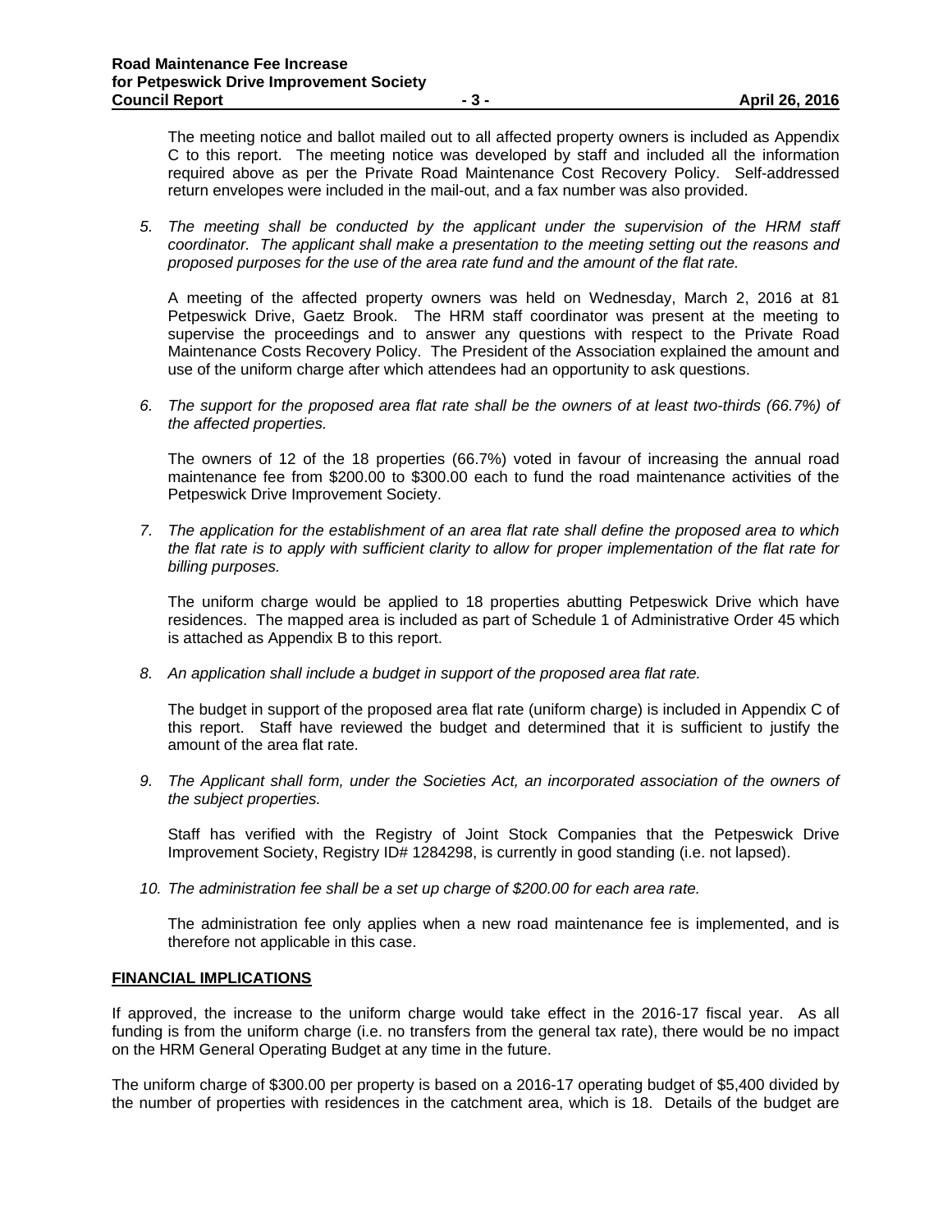The meeting notice and ballot mailed out to all affected property owners is included as Appendix C to this report. The meeting notice was developed by staff and included all the information required above as per the Private Road Maintenance Cost Recovery Policy. Self-addressed return envelopes were included in the mail-out, and a fax number was also provided.

5. *The meeting shall be conducted by the applicant under the supervision of the HRM staff coordinator. The applicant shall make a presentation to the meeting setting out the reasons and proposed purposes for the use of the area rate fund and the amount of the flat rate.*

   A meeting of the affected property owners was held on Wednesday, March 2, 2016 at 81 Petpeswick Drive, Gaetz Brook. The HRM staff coordinator was present at the meeting to supervise the proceedings and to answer any questions with respect to the Private Road Maintenance Costs Recovery Policy. The President of the Association explained the amount and use of the uniform charge after which attendees had an opportunity to ask questions.

6. *The support for the proposed area flat rate shall be the owners of at least two-thirds (66.7%) of the affected properties.*

   The owners of 12 of the 18 properties (66.7%) voted in favour of increasing the annual road maintenance fee from $200.00 to $300.00 each to fund the road maintenance activities of the Petpeswick Drive Improvement Society.

7. *The application for the establishment of an area flat rate shall define the proposed area to which the flat rate is to apply with sufficient clarity to allow for proper implementation of the flat rate for billing purposes.*

   The uniform charge would be applied to 18 properties abutting Petpeswick Drive which have residences. The mapped area is included as part of Schedule 1 of Administrative Order 45 which is attached as Appendix B to this report.

8. *An application shall include a budget in support of the proposed area flat rate.*

   The budget in support of the proposed area flat rate (uniform charge) is included in Appendix C of this report. Staff have reviewed the budget and determined that it is sufficient to justify the amount of the area flat rate.

9. *The Applicant shall form, under the Societies Act, an incorporated association of the owners of the subject properties.*

   Staff has verified with the Registry of Joint Stock Companies that the Petpeswick Drive Improvement Society, Registry ID# 1284298, is currently in good standing (i.e. not lapsed).

10. *The administration fee shall be a set up charge of $200.00 for each area rate.*

    The administration fee only applies when a new road maintenance fee is implemented, and is therefore not applicable in this case.

## FINANCIAL IMPLICATIONS

If approved, the increase to the uniform charge would take effect in the 2016-17 fiscal year. As all funding is from the uniform charge (i.e. no transfers from the general tax rate), there would be no impact on the HRM General Operating Budget at any time in the future.

The uniform charge of $300.00 per property is based on a 2016-17 operating budget of $5,400 divided by the number of properties with residences in the catchment area, which is 18. Details of the budget are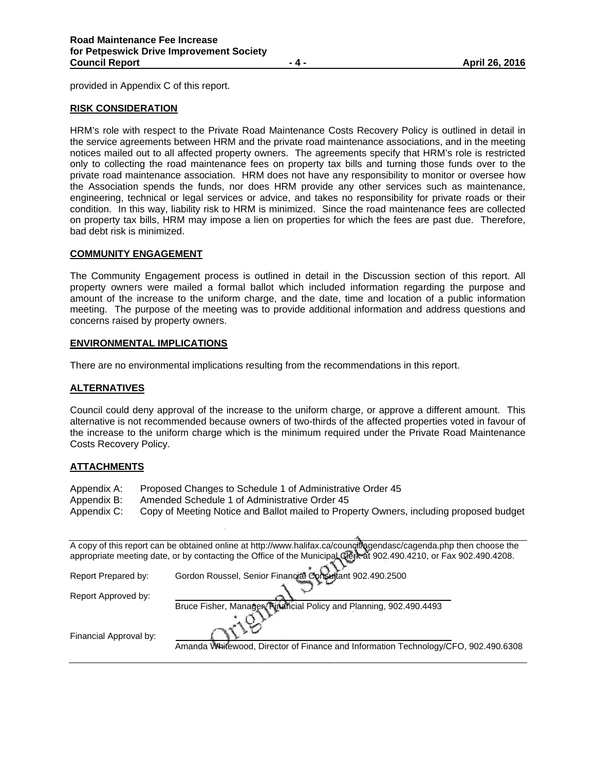provided in Appendix C of this report.

## RISK CONSIDERATION

HRM's role with respect to the Private Road Maintenance Costs Recovery Policy is outlined in detail in the service agreements between HRM and the private road maintenance associations, and in the meeting notices mailed out to all affected property owners. The agreements specify that HRM's role is restricted only to collecting the road maintenance fees on property tax bills and turning those funds over to the private road maintenance association. HRM does not have any responsibility to monitor or oversee how the Association spends the funds, nor does HRM provide any other services such as maintenance, engineering, technical or legal services or advice, and takes no responsibility for private roads or their condition. In this way, liability risk to HRM is minimized. Since the road maintenance fees are collected on property tax bills, HRM may impose a lien on properties for which the fees are past due. Therefore, bad debt risk is minimized.

## COMMUNITY ENGAGEMENT

The Community Engagement process is outlined in detail in the Discussion section of this report. All property owners were mailed a formal ballot which included information regarding the purpose and amount of the increase to the uniform charge, and the date, time and location of a public information meeting. The purpose of the meeting was to provide additional information and address questions and concerns raised by property owners.

## ENVIRONMENTAL IMPLICATIONS

There are no environmental implications resulting from the recommendations in this report.

## ALTERNATIVES

Council could deny approval of the increase to the uniform charge, or approve a different amount. This alternative is not recommended because owners of two-thirds of the affected properties voted in favour of the increase to the uniform charge which is the minimum required under the Private Road Maintenance Costs Recovery Policy.

## ATTACHMENTS

Appendix A: Proposed Changes to Schedule 1 of Administrative Order 45
Appendix B: Amended Schedule 1 of Administrative Order 45
Appendix C: Copy of Meeting Notice and Ballot mailed to Property Owners, including proposed budget

---

A copy of this report can be obtained online at http://www.halifax.ca/council/agendasc/cagenda.php then choose the appropriate meeting date, or by contacting the Office of the Municipal Clerk at 902.490.4210, or Fax 902.490.4208.

Report Prepared by: Gordon Roussel, Senior Financial Consultant 902.490.2500

Report Approved by: Bruce Fisher, Manager, Financial Policy and Planning, 902.490.4493

Financial Approval by: Amanda Whitewood, Director of Finance and Information Technology/CFO, 902.490.6308

Original Signed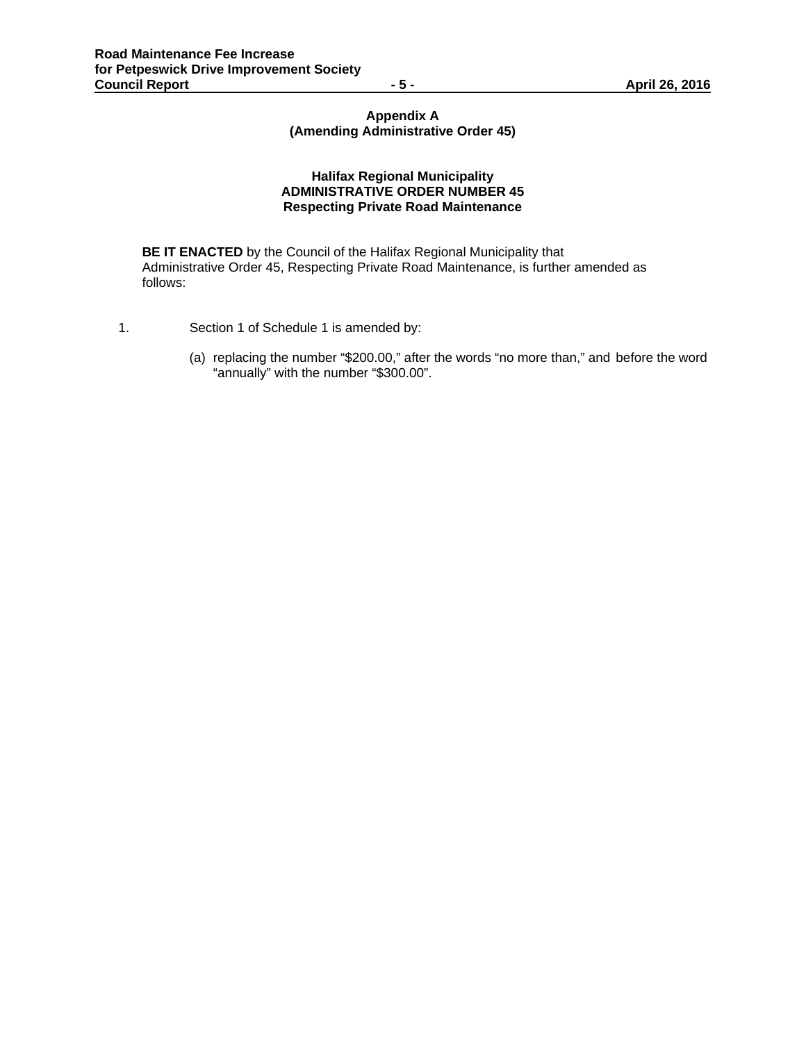## Appendix A
## (Amending Administrative Order 45)

### Halifax Regional Municipality
### ADMINISTRATIVE ORDER NUMBER 45
### Respecting Private Road Maintenance

**BE IT ENACTED** by the Council of the Halifax Regional Municipality that Administrative Order 45, Respecting Private Road Maintenance, is further amended as follows:

1. Section 1 of Schedule 1 is amended by:

   (a) replacing the number "$200.00," after the words "no more than," and before the word "annually" with the number "$300.00".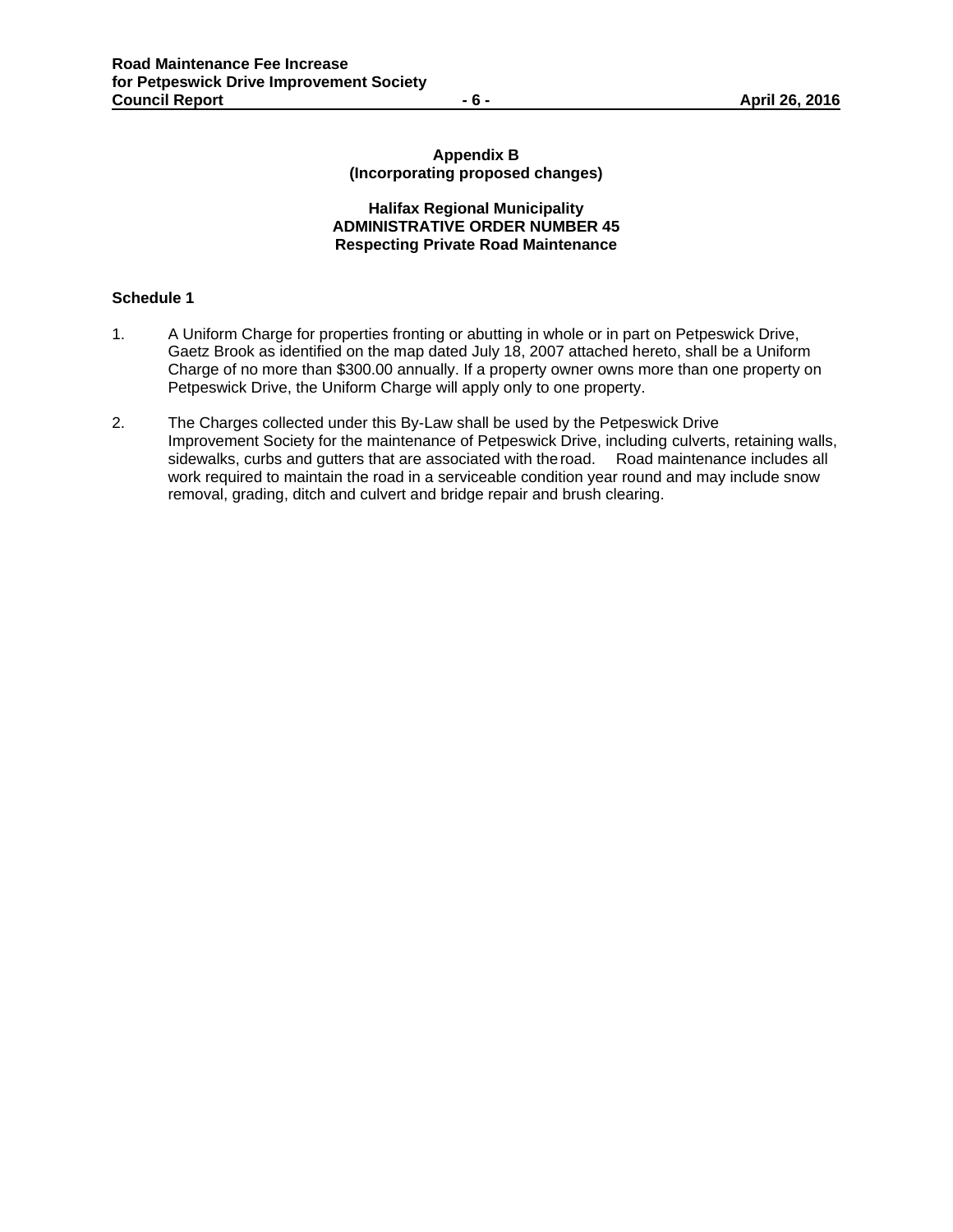**Appendix B**
**(Incorporating proposed changes)**

**Halifax Regional Municipality**
**ADMINISTRATIVE ORDER NUMBER 45**
**Respecting Private Road Maintenance**

**Schedule 1**

1. A Uniform Charge for properties fronting or abutting in whole or in part on Petpeswick Drive, Gaetz Brook as identified on the map dated July 18, 2007 attached hereto, shall be a Uniform Charge of no more than $300.00 annually. If a property owner owns more than one property on Petpeswick Drive, the Uniform Charge will apply only to one property.

2. The Charges collected under this By-Law shall be used by the Petpeswick Drive Improvement Society for the maintenance of Petpeswick Drive, including culverts, retaining walls, sidewalks, curbs and gutters that are associated with the road. Road maintenance includes all work required to maintain the road in a serviceable condition year round and may include snow removal, grading, ditch and culvert and bridge repair and brush clearing.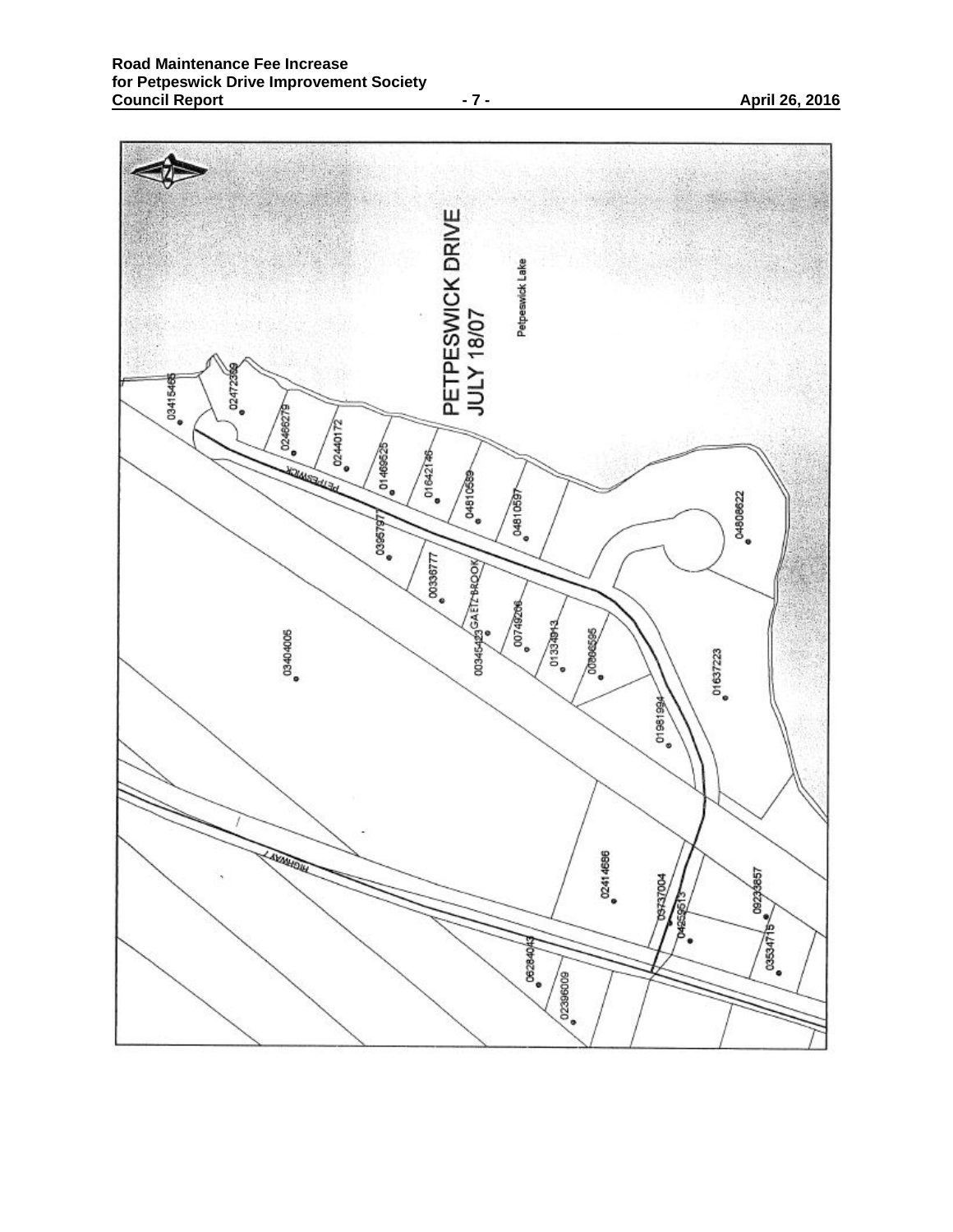PETPESWICK DRIVE
JULY 18/07

Petpeswick Lake

03415465
02472369
02466279
02440172
01469525
01642146
04810589
04810597
04808622
03957977
00336777
GAETZ BROOK
00345423
00749206
01334913
00866595
01637223
01981994
03404005
PETPESWICK
HIGHWAY 7
02414656
03737004
04259513
09233857
03534715
06284043
02396009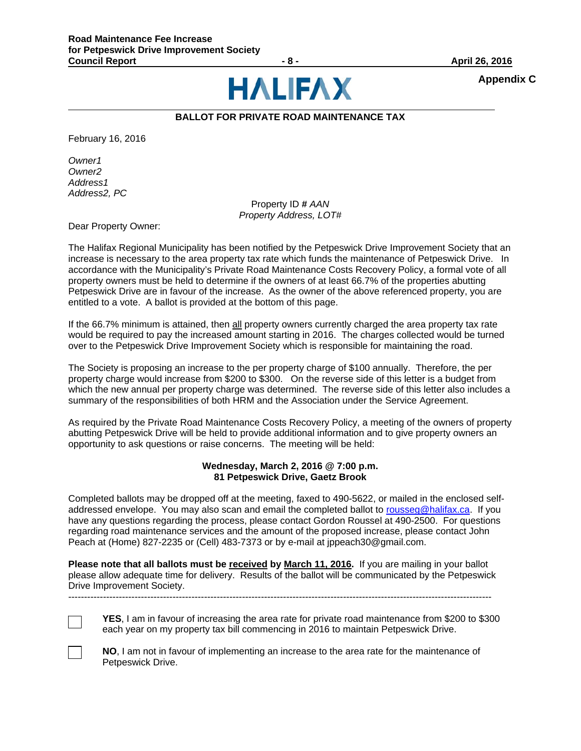**Appendix C**

HALIFAX

## BALLOT FOR PRIVATE ROAD MAINTENANCE TAX

February 16, 2016

*Owner1*
*Owner2*
*Address1*
*Address2, PC*

Property ID # *AAN*
*Property Address, LOT#*

Dear Property Owner:

The Halifax Regional Municipality has been notified by the Petpeswick Drive Improvement Society that an increase is necessary to the area property tax rate which funds the maintenance of Petpeswick Drive. In accordance with the Municipality's Private Road Maintenance Costs Recovery Policy, a formal vote of all property owners must be held to determine if the owners of at least 66.7% of the properties abutting Petpeswick Drive are in favour of the increase. As the owner of the above referenced property, you are entitled to a vote. A ballot is provided at the bottom of this page.

If the 66.7% minimum is attained, then all property owners currently charged the area property tax rate would be required to pay the increased amount starting in 2016. The charges collected would be turned over to the Petpeswick Drive Improvement Society which is responsible for maintaining the road.

The Society is proposing an increase to the per property charge of $100 annually. Therefore, the per property charge would increase from $200 to $300. On the reverse side of this letter is a budget from which the new annual per property charge was determined. The reverse side of this letter also includes a summary of the responsibilities of both HRM and the Association under the Service Agreement.

As required by the Private Road Maintenance Costs Recovery Policy, a meeting of the owners of property abutting Petpeswick Drive will be held to provide additional information and to give property owners an opportunity to ask questions or raise concerns. The meeting will be held:

**Wednesday, March 2, 2016 @ 7:00 p.m.**
**81 Petpeswick Drive, Gaetz Brook**

Completed ballots may be dropped off at the meeting, faxed to 490-5622, or mailed in the enclosed self-addressed envelope. You may also scan and email the completed ballot to rousseg@halifax.ca. If you have any questions regarding the process, please contact Gordon Roussel at 490-2500. For questions regarding road maintenance services and the amount of the proposed increase, please contact John Peach at (Home) 827-2235 or (Cell) 483-7373 or by e-mail at jppeach30@gmail.com.

**Please note that all ballots must be received by March 11, 2016.** If you are mailing in your ballot please allow adequate time for delivery. Results of the ballot will be communicated by the Petpeswick Drive Improvement Society.

---

☐ **YES**, I am in favour of increasing the area rate for private road maintenance from $200 to $300 each year on my property tax bill commencing in 2016 to maintain Petpeswick Drive.

☐ **NO**, I am not in favour of implementing an increase to the area rate for the maintenance of Petpeswick Drive.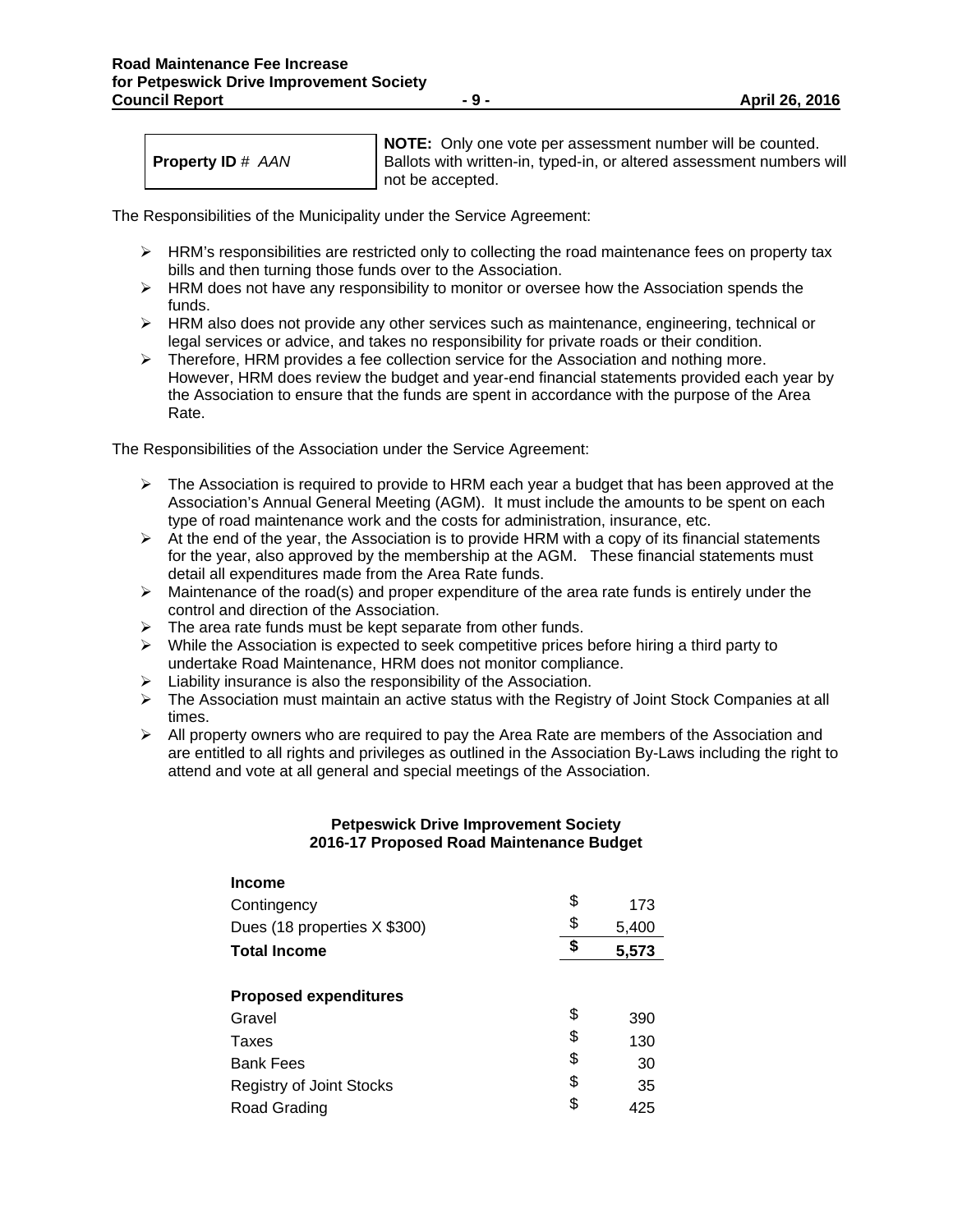| **Property ID** # *AAN* | **NOTE:** Only one vote per assessment number will be counted. Ballots with written-in, typed-in, or altered assessment numbers will not be accepted. |
|---|---|

The Responsibilities of the Municipality under the Service Agreement:

- HRM's responsibilities are restricted only to collecting the road maintenance fees on property tax bills and then turning those funds over to the Association.
- HRM does not have any responsibility to monitor or oversee how the Association spends the funds.
- HRM also does not provide any other services such as maintenance, engineering, technical or legal services or advice, and takes no responsibility for private roads or their condition.
- Therefore, HRM provides a fee collection service for the Association and nothing more. However, HRM does review the budget and year-end financial statements provided each year by the Association to ensure that the funds are spent in accordance with the purpose of the Area Rate.

The Responsibilities of the Association under the Service Agreement:

- The Association is required to provide to HRM each year a budget that has been approved at the Association's Annual General Meeting (AGM). It must include the amounts to be spent on each type of road maintenance work and the costs for administration, insurance, etc.
- At the end of the year, the Association is to provide HRM with a copy of its financial statements for the year, also approved by the membership at the AGM. These financial statements must detail all expenditures made from the Area Rate funds.
- Maintenance of the road(s) and proper expenditure of the area rate funds is entirely under the control and direction of the Association.
- The area rate funds must be kept separate from other funds.
- While the Association is expected to seek competitive prices before hiring a third party to undertake Road Maintenance, HRM does not monitor compliance.
- Liability insurance is also the responsibility of the Association.
- The Association must maintain an active status with the Registry of Joint Stock Companies at all times.
- All property owners who are required to pay the Area Rate are members of the Association and are entitled to all rights and privileges as outlined in the Association By-Laws including the right to attend and vote at all general and special meetings of the Association.

**Petpeswick Drive Improvement Society**
**2016-17 Proposed Road Maintenance Budget**

| | | |
|---|---|---|
| **Income** | | |
| Contingency | $ | 173 |
| Dues (18 properties X $300) | $ | 5,400 |
| **Total Income** | **$** | **5,573** |
| | | |
| **Proposed expenditures** | | |
| Gravel | $ | 390 |
| Taxes | $ | 130 |
| Bank Fees | $ | 30 |
| Registry of Joint Stocks | $ | 35 |
| Road Grading | $ | 425 |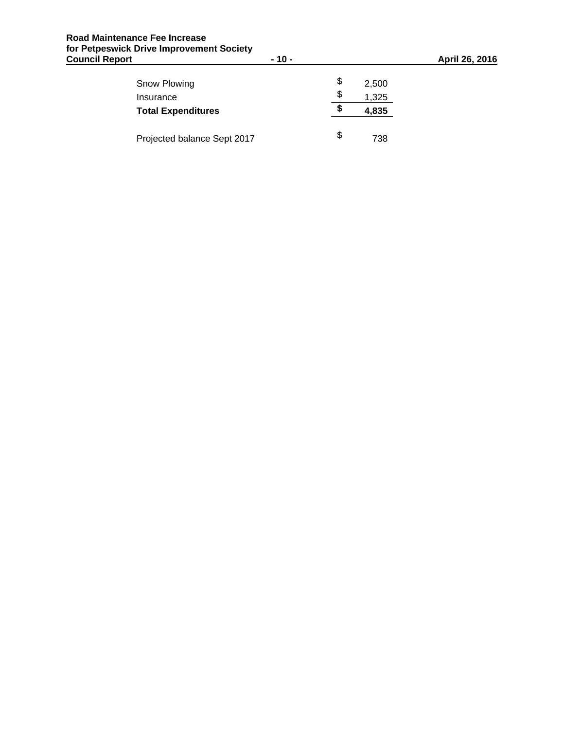| | | |
|---|---|---|
| Snow Plowing | $ | 2,500 |
| Insurance | $ | 1,325 |
| **Total Expenditures** | **$** | **4,835** |
| | | |
| Projected balance Sept 2017 | $ | 738 |